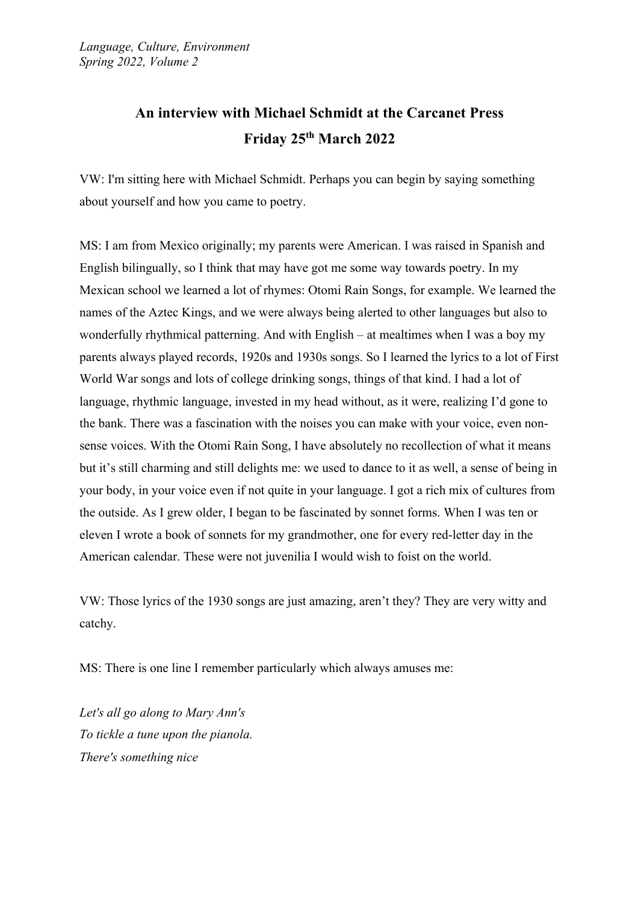# An interview with Michael Schmidt at the Carcanet Press
## Friday 25th March 2022

VW: I'm sitting here with Michael Schmidt. Perhaps you can begin by saying something about yourself and how you came to poetry.

MS: I am from Mexico originally; my parents were American. I was raised in Spanish and English bilingually, so I think that may have got me some way towards poetry. In my Mexican school we learned a lot of rhymes: Otomi Rain Songs, for example. We learned the names of the Aztec Kings, and we were always being alerted to other languages but also to wonderfully rhythmical patterning. And with English – at mealtimes when I was a boy my parents always played records, 1920s and 1930s songs. So I learned the lyrics to a lot of First World War songs and lots of college drinking songs, things of that kind. I had a lot of language, rhythmic language, invested in my head without, as it were, realizing I'd gone to the bank. There was a fascination with the noises you can make with your voice, even non-sense voices. With the Otomi Rain Song, I have absolutely no recollection of what it means but it's still charming and still delights me: we used to dance to it as well, a sense of being in your body, in your voice even if not quite in your language. I got a rich mix of cultures from the outside. As I grew older, I began to be fascinated by sonnet forms. When I was ten or eleven I wrote a book of sonnets for my grandmother, one for every red-letter day in the American calendar. These were not juvenilia I would wish to foist on the world.

VW: Those lyrics of the 1930 songs are just amazing, aren't they? They are very witty and catchy.

MS: There is one line I remember particularly which always amuses me:

*Let's all go along to Mary Ann's*
*To tickle a tune upon the pianola.*
*There's something nice*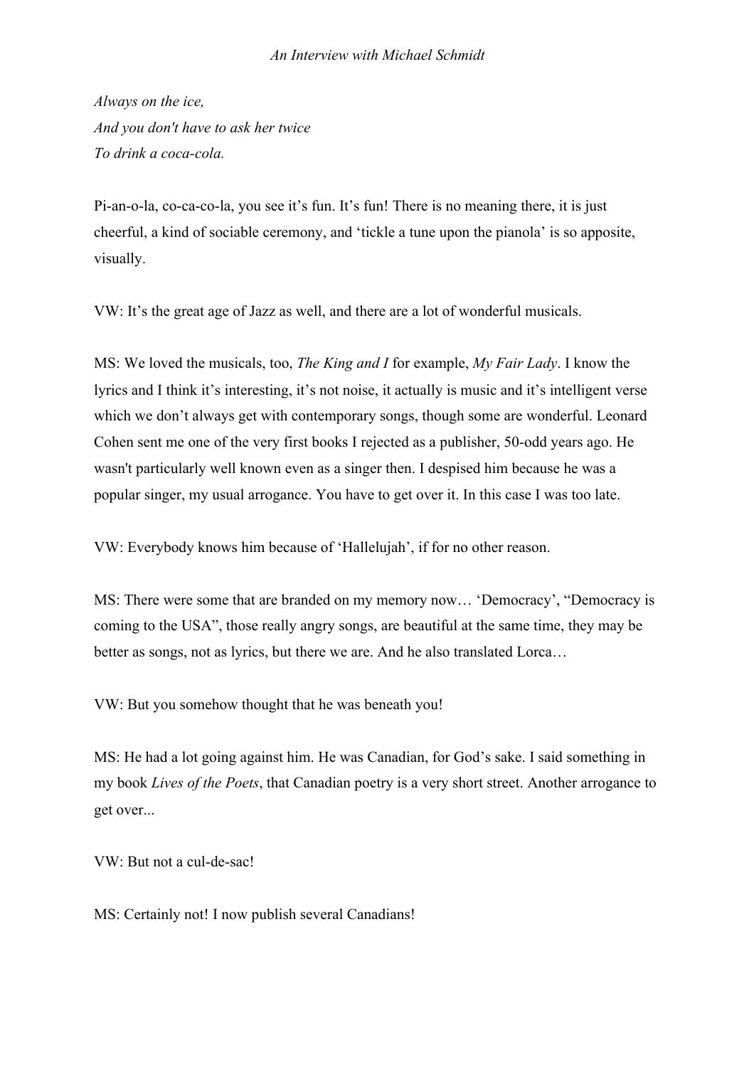*Always on the ice,*
*And you don't have to ask her twice*
*To drink a coca-cola.*

Pi-an-o-la, co-ca-co-la, you see it's fun. It's fun! There is no meaning there, it is just cheerful, a kind of sociable ceremony, and 'tickle a tune upon the pianola' is so apposite, visually.

VW: It's the great age of Jazz as well, and there are a lot of wonderful musicals.

MS: We loved the musicals, too, *The King and I* for example, *My Fair Lady*. I know the lyrics and I think it's interesting, it's not noise, it actually is music and it's intelligent verse which we don't always get with contemporary songs, though some are wonderful. Leonard Cohen sent me one of the very first books I rejected as a publisher, 50-odd years ago. He wasn't particularly well known even as a singer then. I despised him because he was a popular singer, my usual arrogance. You have to get over it. In this case I was too late.

VW: Everybody knows him because of 'Hallelujah', if for no other reason.

MS: There were some that are branded on my memory now… 'Democracy', "Democracy is coming to the USA", those really angry songs, are beautiful at the same time, they may be better as songs, not as lyrics, but there we are. And he also translated Lorca…

VW: But you somehow thought that he was beneath you!

MS: He had a lot going against him. He was Canadian, for God's sake. I said something in my book *Lives of the Poets*, that Canadian poetry is a very short street. Another arrogance to get over...

VW: But not a cul-de-sac!

MS: Certainly not! I now publish several Canadians!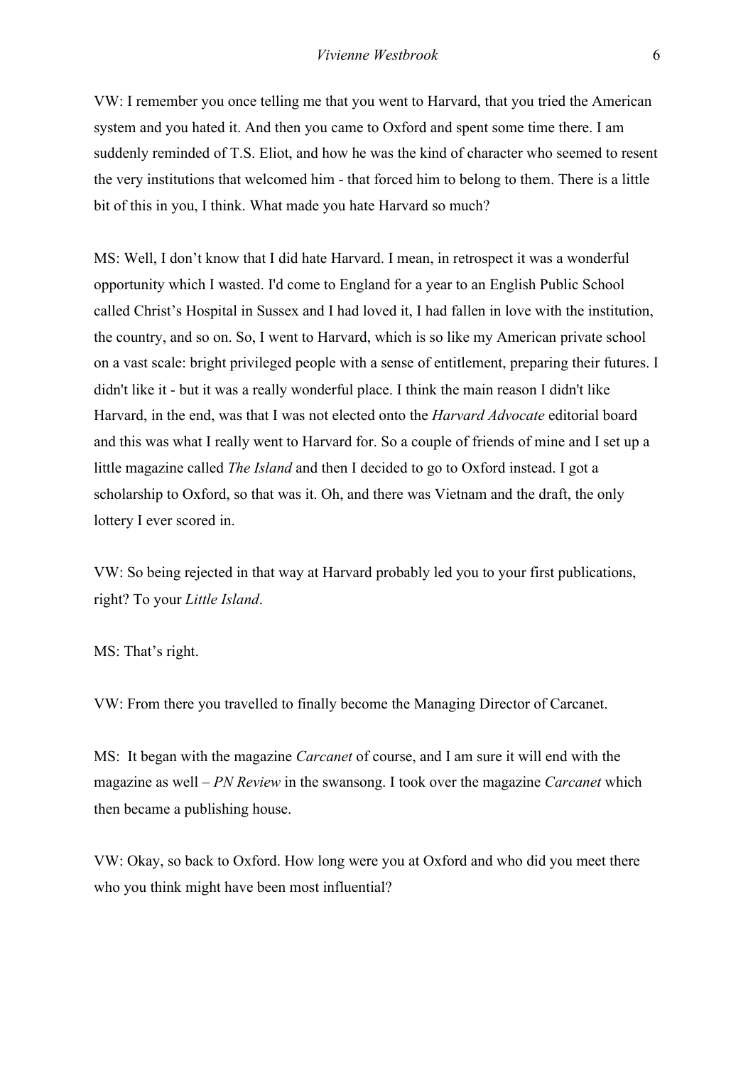VW: I remember you once telling me that you went to Harvard, that you tried the American system and you hated it. And then you came to Oxford and spent some time there. I am suddenly reminded of T.S. Eliot, and how he was the kind of character who seemed to resent the very institutions that welcomed him - that forced him to belong to them. There is a little bit of this in you, I think. What made you hate Harvard so much?

MS: Well, I don't know that I did hate Harvard. I mean, in retrospect it was a wonderful opportunity which I wasted. I'd come to England for a year to an English Public School called Christ's Hospital in Sussex and I had loved it, I had fallen in love with the institution, the country, and so on. So, I went to Harvard, which is so like my American private school on a vast scale: bright privileged people with a sense of entitlement, preparing their futures. I didn't like it - but it was a really wonderful place. I think the main reason I didn't like Harvard, in the end, was that I was not elected onto the *Harvard Advocate* editorial board and this was what I really went to Harvard for. So a couple of friends of mine and I set up a little magazine called *The Island* and then I decided to go to Oxford instead. I got a scholarship to Oxford, so that was it. Oh, and there was Vietnam and the draft, the only lottery I ever scored in.

VW: So being rejected in that way at Harvard probably led you to your first publications, right? To your *Little Island*.

MS: That's right.

VW: From there you travelled to finally become the Managing Director of Carcanet.

MS: It began with the magazine *Carcanet* of course, and I am sure it will end with the magazine as well – *PN Review* in the swansong. I took over the magazine *Carcanet* which then became a publishing house.

VW: Okay, so back to Oxford. How long were you at Oxford and who did you meet there who you think might have been most influential?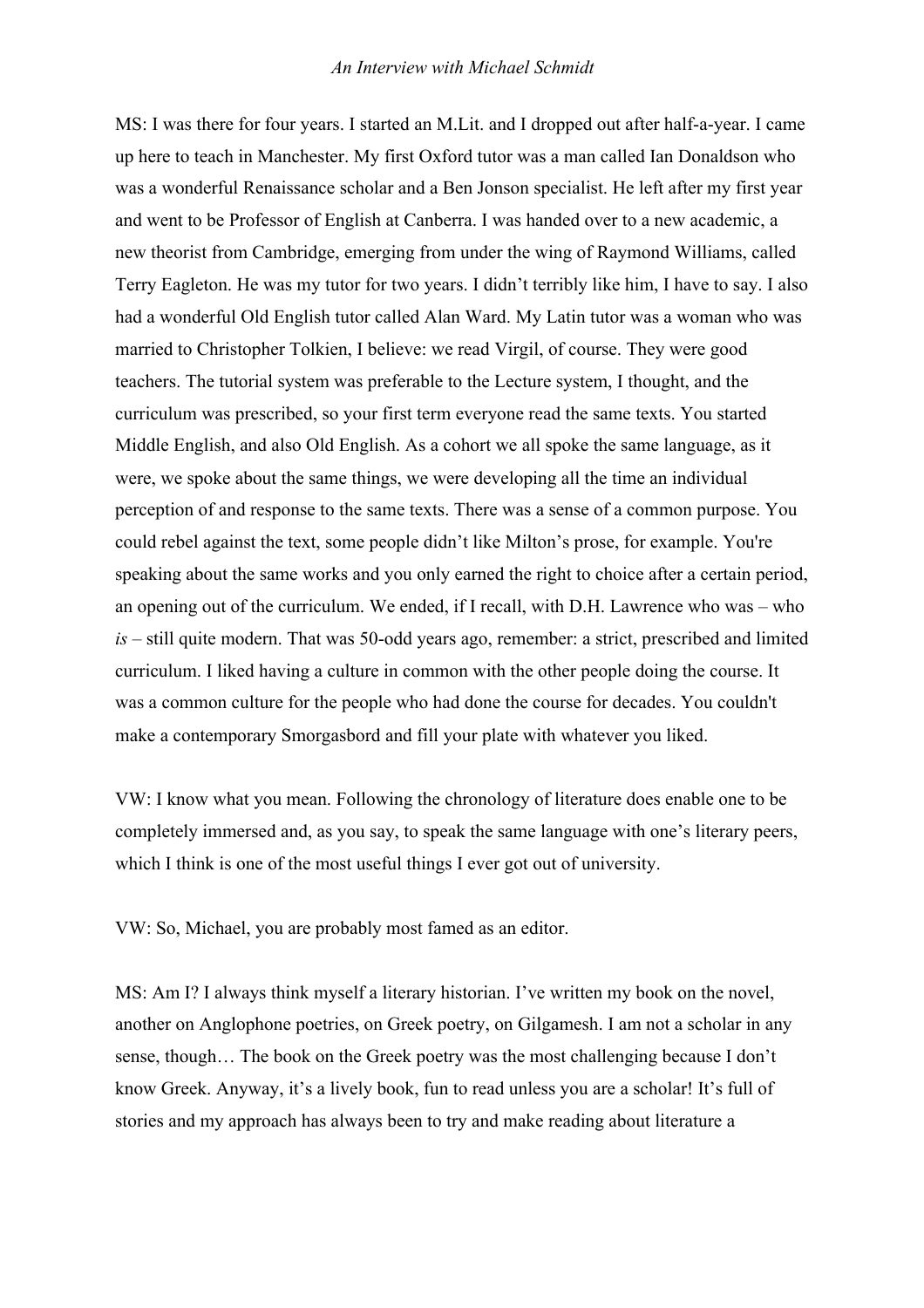MS: I was there for four years. I started an M.Lit. and I dropped out after half-a-year. I came up here to teach in Manchester. My first Oxford tutor was a man called Ian Donaldson who was a wonderful Renaissance scholar and a Ben Jonson specialist. He left after my first year and went to be Professor of English at Canberra. I was handed over to a new academic, a new theorist from Cambridge, emerging from under the wing of Raymond Williams, called Terry Eagleton. He was my tutor for two years. I didn't terribly like him, I have to say. I also had a wonderful Old English tutor called Alan Ward. My Latin tutor was a woman who was married to Christopher Tolkien, I believe: we read Virgil, of course. They were good teachers. The tutorial system was preferable to the Lecture system, I thought, and the curriculum was prescribed, so your first term everyone read the same texts. You started Middle English, and also Old English. As a cohort we all spoke the same language, as it were, we spoke about the same things, we were developing all the time an individual perception of and response to the same texts. There was a sense of a common purpose. You could rebel against the text, some people didn't like Milton's prose, for example. You're speaking about the same works and you only earned the right to choice after a certain period, an opening out of the curriculum. We ended, if I recall, with D.H. Lawrence who was – who *is* – still quite modern. That was 50-odd years ago, remember: a strict, prescribed and limited curriculum. I liked having a culture in common with the other people doing the course. It was a common culture for the people who had done the course for decades. You couldn't make a contemporary Smorgasbord and fill your plate with whatever you liked.

VW: I know what you mean. Following the chronology of literature does enable one to be completely immersed and, as you say, to speak the same language with one's literary peers, which I think is one of the most useful things I ever got out of university.

VW: So, Michael, you are probably most famed as an editor.

MS: Am I? I always think myself a literary historian. I've written my book on the novel, another on Anglophone poetries, on Greek poetry, on Gilgamesh. I am not a scholar in any sense, though… The book on the Greek poetry was the most challenging because I don't know Greek. Anyway, it's a lively book, fun to read unless you are a scholar! It's full of stories and my approach has always been to try and make reading about literature a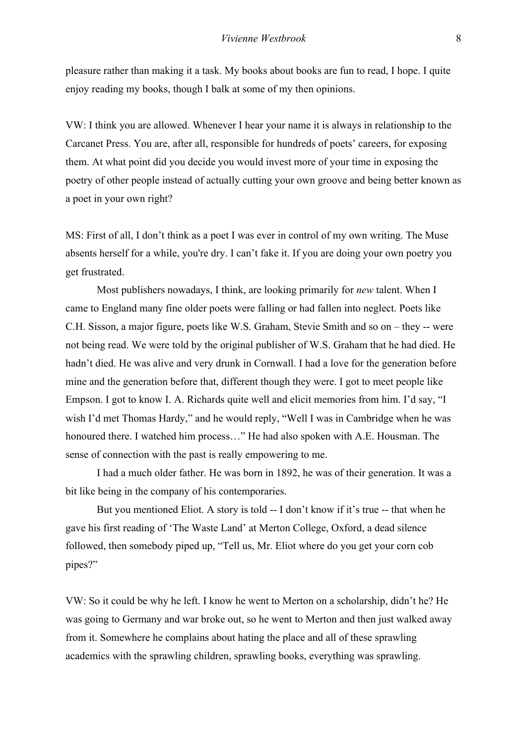pleasure rather than making it a task. My books about books are fun to read, I hope. I quite enjoy reading my books, though I balk at some of my then opinions.

VW: I think you are allowed. Whenever I hear your name it is always in relationship to the Carcanet Press. You are, after all, responsible for hundreds of poets' careers, for exposing them. At what point did you decide you would invest more of your time in exposing the poetry of other people instead of actually cutting your own groove and being better known as a poet in your own right?

MS: First of all, I don't think as a poet I was ever in control of my own writing. The Muse absents herself for a while, you're dry. I can't fake it. If you are doing your own poetry you get frustrated.

Most publishers nowadays, I think, are looking primarily for *new* talent. When I came to England many fine older poets were falling or had fallen into neglect. Poets like C.H. Sisson, a major figure, poets like W.S. Graham, Stevie Smith and so on – they -- were not being read. We were told by the original publisher of W.S. Graham that he had died. He hadn't died. He was alive and very drunk in Cornwall. I had a love for the generation before mine and the generation before that, different though they were. I got to meet people like Empson. I got to know I. A. Richards quite well and elicit memories from him. I'd say, "I wish I'd met Thomas Hardy," and he would reply, "Well I was in Cambridge when he was honoured there. I watched him process…" He had also spoken with A.E. Housman. The sense of connection with the past is really empowering to me.

I had a much older father. He was born in 1892, he was of their generation. It was a bit like being in the company of his contemporaries.

But you mentioned Eliot. A story is told -- I don't know if it's true -- that when he gave his first reading of 'The Waste Land' at Merton College, Oxford, a dead silence followed, then somebody piped up, "Tell us, Mr. Eliot where do you get your corn cob pipes?"

VW: So it could be why he left. I know he went to Merton on a scholarship, didn't he? He was going to Germany and war broke out, so he went to Merton and then just walked away from it. Somewhere he complains about hating the place and all of these sprawling academics with the sprawling children, sprawling books, everything was sprawling.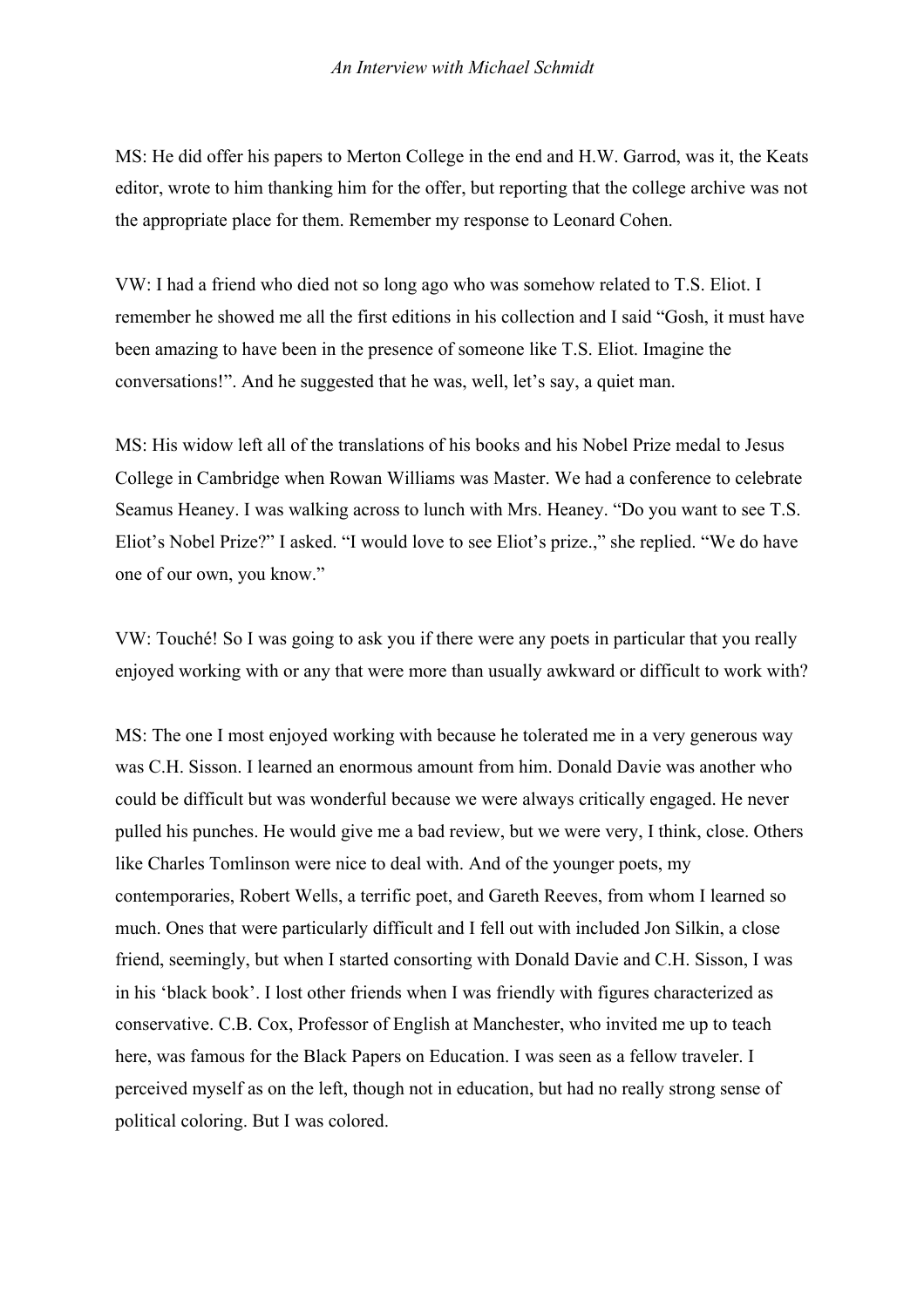MS: He did offer his papers to Merton College in the end and H.W. Garrod, was it, the Keats editor, wrote to him thanking him for the offer, but reporting that the college archive was not the appropriate place for them. Remember my response to Leonard Cohen.

VW: I had a friend who died not so long ago who was somehow related to T.S. Eliot. I remember he showed me all the first editions in his collection and I said "Gosh, it must have been amazing to have been in the presence of someone like T.S. Eliot. Imagine the conversations!". And he suggested that he was, well, let's say, a quiet man.

MS: His widow left all of the translations of his books and his Nobel Prize medal to Jesus College in Cambridge when Rowan Williams was Master. We had a conference to celebrate Seamus Heaney. I was walking across to lunch with Mrs. Heaney. "Do you want to see T.S. Eliot's Nobel Prize?" I asked. "I would love to see Eliot's prize.," she replied. "We do have one of our own, you know."

VW: Touché! So I was going to ask you if there were any poets in particular that you really enjoyed working with or any that were more than usually awkward or difficult to work with?

MS: The one I most enjoyed working with because he tolerated me in a very generous way was C.H. Sisson. I learned an enormous amount from him. Donald Davie was another who could be difficult but was wonderful because we were always critically engaged. He never pulled his punches. He would give me a bad review, but we were very, I think, close. Others like Charles Tomlinson were nice to deal with. And of the younger poets, my contemporaries, Robert Wells, a terrific poet, and Gareth Reeves, from whom I learned so much. Ones that were particularly difficult and I fell out with included Jon Silkin, a close friend, seemingly, but when I started consorting with Donald Davie and C.H. Sisson, I was in his 'black book'. I lost other friends when I was friendly with figures characterized as conservative. C.B. Cox, Professor of English at Manchester, who invited me up to teach here, was famous for the Black Papers on Education. I was seen as a fellow traveler. I perceived myself as on the left, though not in education, but had no really strong sense of political coloring. But I was colored.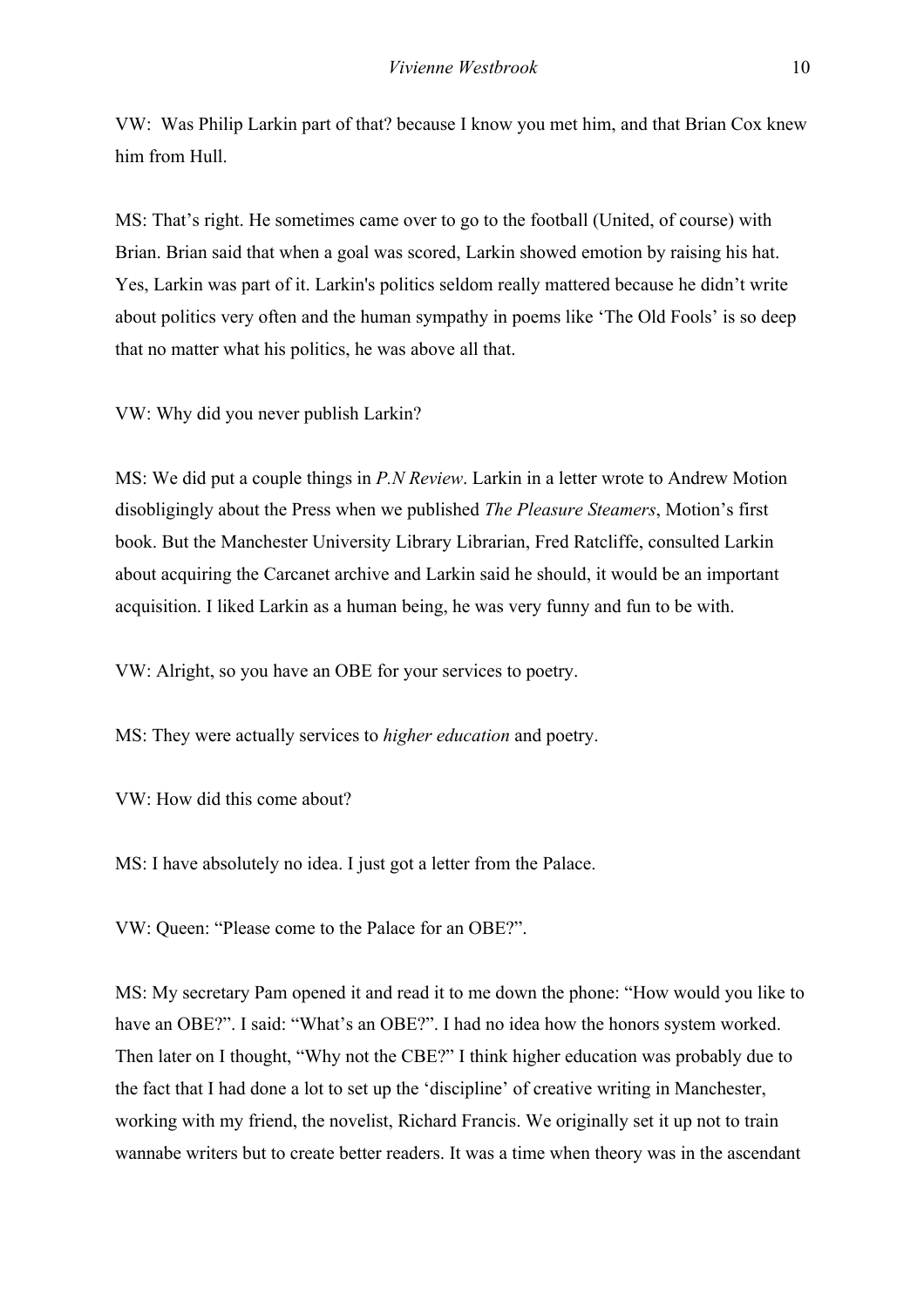VW: Was Philip Larkin part of that? because I know you met him, and that Brian Cox knew him from Hull.

MS: That's right. He sometimes came over to go to the football (United, of course) with Brian. Brian said that when a goal was scored, Larkin showed emotion by raising his hat. Yes, Larkin was part of it. Larkin's politics seldom really mattered because he didn't write about politics very often and the human sympathy in poems like 'The Old Fools' is so deep that no matter what his politics, he was above all that.

VW: Why did you never publish Larkin?

MS: We did put a couple things in *P.N Review*. Larkin in a letter wrote to Andrew Motion disobligingly about the Press when we published *The Pleasure Steamers*, Motion's first book. But the Manchester University Library Librarian, Fred Ratcliffe, consulted Larkin about acquiring the Carcanet archive and Larkin said he should, it would be an important acquisition. I liked Larkin as a human being, he was very funny and fun to be with.

VW: Alright, so you have an OBE for your services to poetry.

MS: They were actually services to *higher education* and poetry.

VW: How did this come about?

MS: I have absolutely no idea. I just got a letter from the Palace.

VW: Queen: "Please come to the Palace for an OBE?".

MS: My secretary Pam opened it and read it to me down the phone: "How would you like to have an OBE?". I said: "What's an OBE?". I had no idea how the honors system worked. Then later on I thought, "Why not the CBE?" I think higher education was probably due to the fact that I had done a lot to set up the 'discipline' of creative writing in Manchester, working with my friend, the novelist, Richard Francis. We originally set it up not to train wannabe writers but to create better readers. It was a time when theory was in the ascendant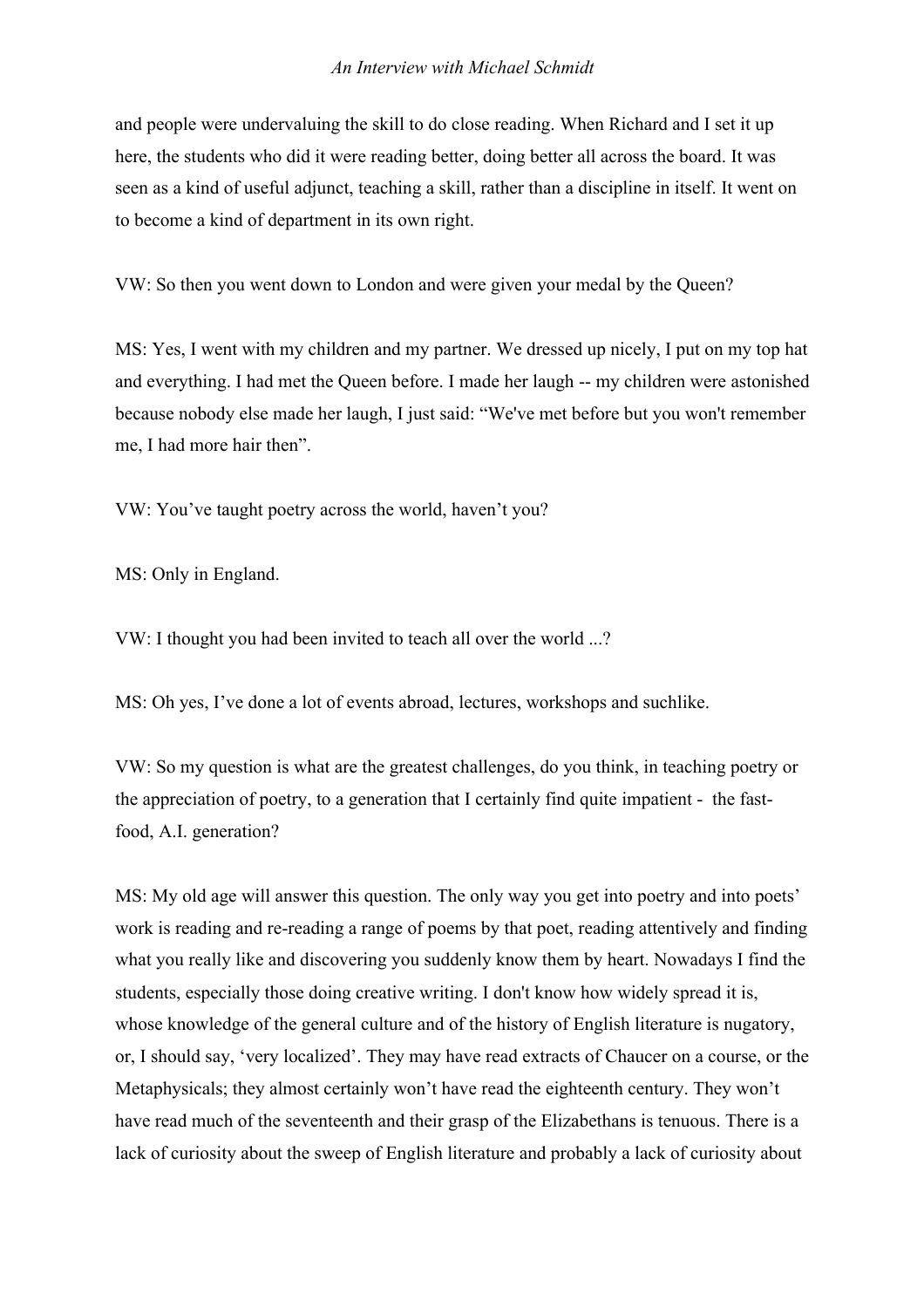and people were undervaluing the skill to do close reading. When Richard and I set it up here, the students who did it were reading better, doing better all across the board. It was seen as a kind of useful adjunct, teaching a skill, rather than a discipline in itself. It went on to become a kind of department in its own right.

VW: So then you went down to London and were given your medal by the Queen?

MS: Yes, I went with my children and my partner. We dressed up nicely, I put on my top hat and everything. I had met the Queen before. I made her laugh -- my children were astonished because nobody else made her laugh, I just said: "We've met before but you won't remember me, I had more hair then".

VW: You've taught poetry across the world, haven't you?

MS: Only in England.

VW: I thought you had been invited to teach all over the world ...?

MS: Oh yes, I've done a lot of events abroad, lectures, workshops and suchlike.

VW: So my question is what are the greatest challenges, do you think, in teaching poetry or the appreciation of poetry, to a generation that I certainly find quite impatient - the fast-food, A.I. generation?

MS: My old age will answer this question. The only way you get into poetry and into poets' work is reading and re-reading a range of poems by that poet, reading attentively and finding what you really like and discovering you suddenly know them by heart. Nowadays I find the students, especially those doing creative writing. I don't know how widely spread it is, whose knowledge of the general culture and of the history of English literature is nugatory, or, I should say, 'very localized'. They may have read extracts of Chaucer on a course, or the Metaphysicals; they almost certainly won't have read the eighteenth century. They won't have read much of the seventeenth and their grasp of the Elizabethans is tenuous. There is a lack of curiosity about the sweep of English literature and probably a lack of curiosity about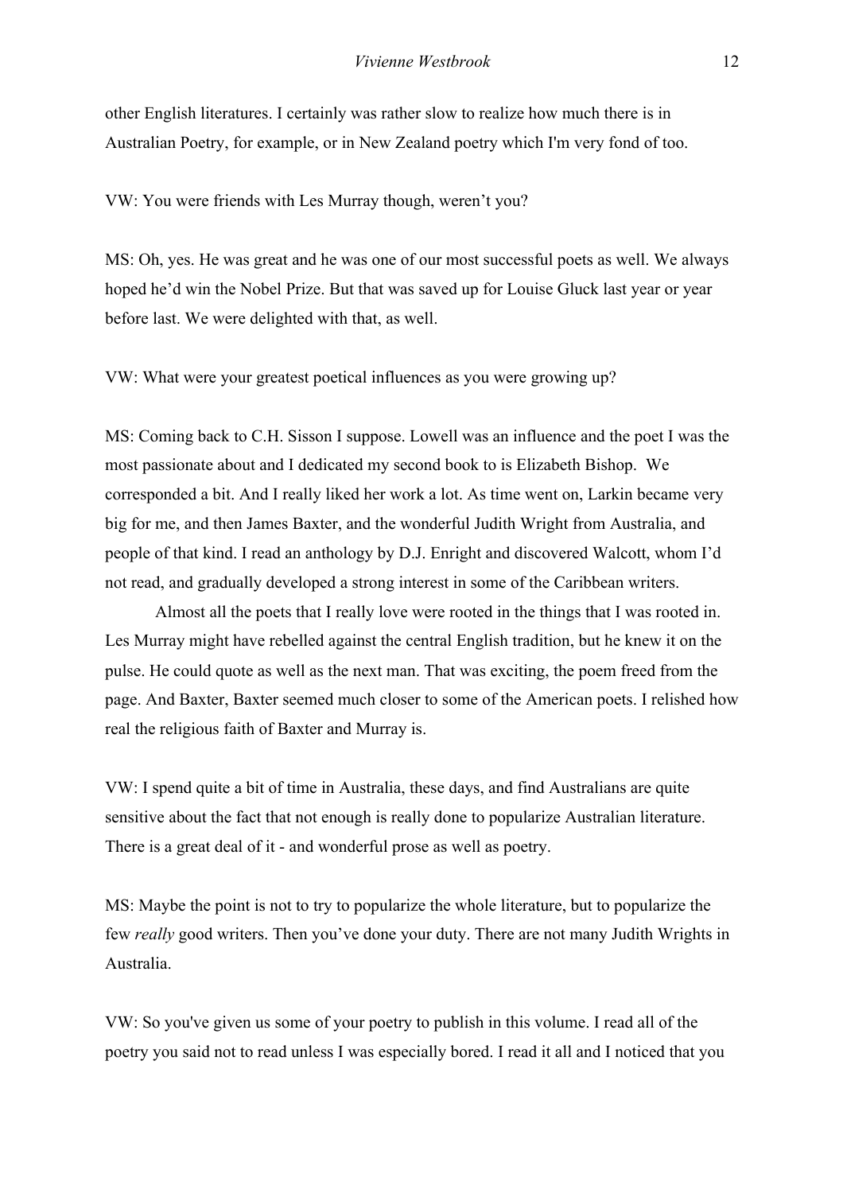other English literatures. I certainly was rather slow to realize how much there is in Australian Poetry, for example, or in New Zealand poetry which I'm very fond of too.

VW: You were friends with Les Murray though, weren't you?

MS: Oh, yes. He was great and he was one of our most successful poets as well. We always hoped he'd win the Nobel Prize. But that was saved up for Louise Gluck last year or year before last. We were delighted with that, as well.

VW: What were your greatest poetical influences as you were growing up?

MS: Coming back to C.H. Sisson I suppose. Lowell was an influence and the poet I was the most passionate about and I dedicated my second book to is Elizabeth Bishop. We corresponded a bit. And I really liked her work a lot. As time went on, Larkin became very big for me, and then James Baxter, and the wonderful Judith Wright from Australia, and people of that kind. I read an anthology by D.J. Enright and discovered Walcott, whom I'd not read, and gradually developed a strong interest in some of the Caribbean writers.

Almost all the poets that I really love were rooted in the things that I was rooted in. Les Murray might have rebelled against the central English tradition, but he knew it on the pulse. He could quote as well as the next man. That was exciting, the poem freed from the page. And Baxter, Baxter seemed much closer to some of the American poets. I relished how real the religious faith of Baxter and Murray is.

VW: I spend quite a bit of time in Australia, these days, and find Australians are quite sensitive about the fact that not enough is really done to popularize Australian literature. There is a great deal of it - and wonderful prose as well as poetry.

MS: Maybe the point is not to try to popularize the whole literature, but to popularize the few *really* good writers. Then you've done your duty. There are not many Judith Wrights in Australia.

VW: So you've given us some of your poetry to publish in this volume. I read all of the poetry you said not to read unless I was especially bored. I read it all and I noticed that you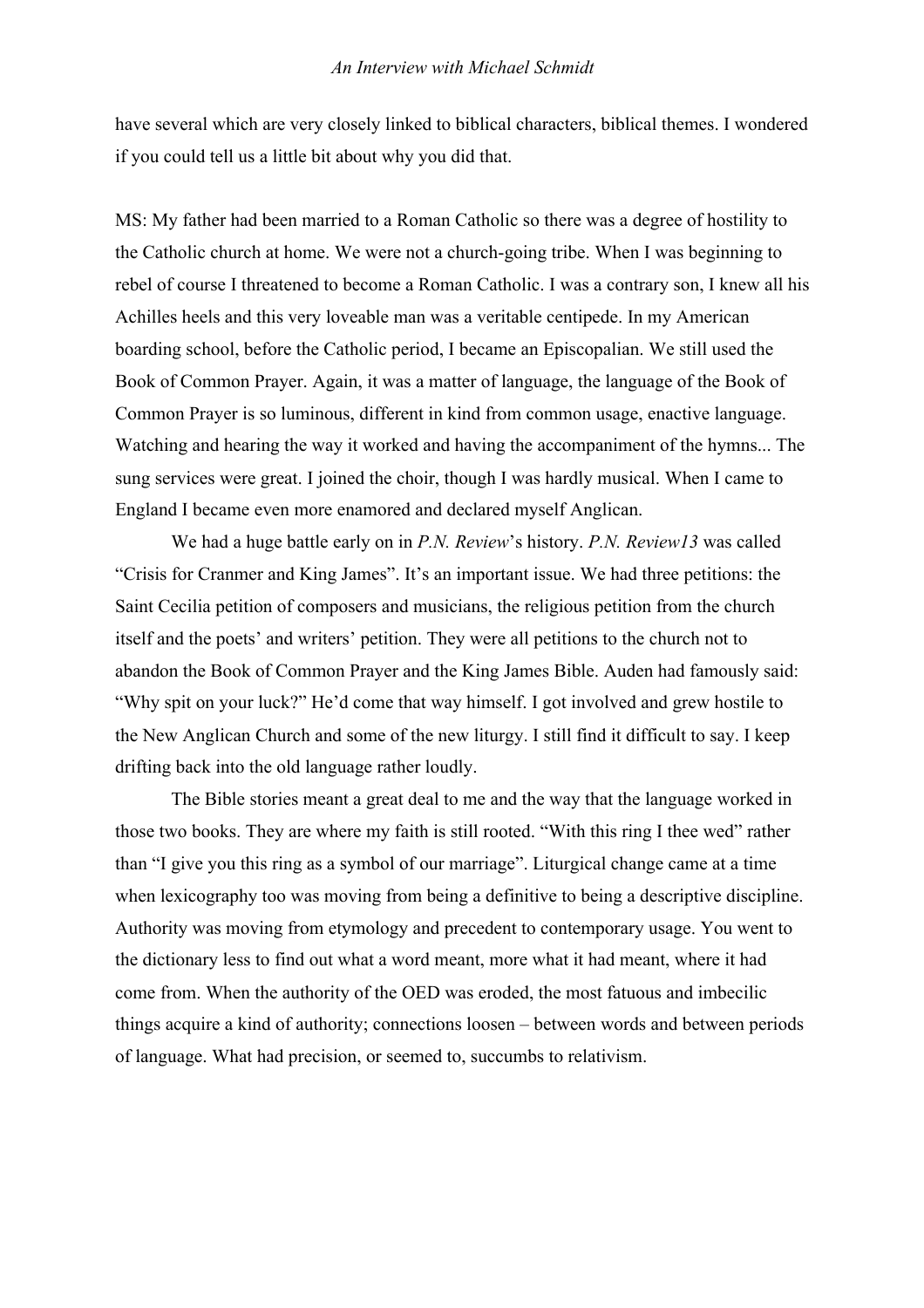have several which are very closely linked to biblical characters, biblical themes. I wondered if you could tell us a little bit about why you did that.

MS: My father had been married to a Roman Catholic so there was a degree of hostility to the Catholic church at home. We were not a church-going tribe. When I was beginning to rebel of course I threatened to become a Roman Catholic. I was a contrary son, I knew all his Achilles heels and this very loveable man was a veritable centipede. In my American boarding school, before the Catholic period, I became an Episcopalian. We still used the Book of Common Prayer. Again, it was a matter of language, the language of the Book of Common Prayer is so luminous, different in kind from common usage, enactive language. Watching and hearing the way it worked and having the accompaniment of the hymns... The sung services were great. I joined the choir, though I was hardly musical. When I came to England I became even more enamored and declared myself Anglican.

We had a huge battle early on in *P.N. Review*'s history. *P.N. Review13* was called "Crisis for Cranmer and King James". It's an important issue. We had three petitions: the Saint Cecilia petition of composers and musicians, the religious petition from the church itself and the poets' and writers' petition. They were all petitions to the church not to abandon the Book of Common Prayer and the King James Bible. Auden had famously said: "Why spit on your luck?" He'd come that way himself. I got involved and grew hostile to the New Anglican Church and some of the new liturgy. I still find it difficult to say. I keep drifting back into the old language rather loudly.

The Bible stories meant a great deal to me and the way that the language worked in those two books. They are where my faith is still rooted. "With this ring I thee wed" rather than "I give you this ring as a symbol of our marriage". Liturgical change came at a time when lexicography too was moving from being a definitive to being a descriptive discipline. Authority was moving from etymology and precedent to contemporary usage. You went to the dictionary less to find out what a word meant, more what it had meant, where it had come from. When the authority of the OED was eroded, the most fatuous and imbecilic things acquire a kind of authority; connections loosen – between words and between periods of language. What had precision, or seemed to, succumbs to relativism.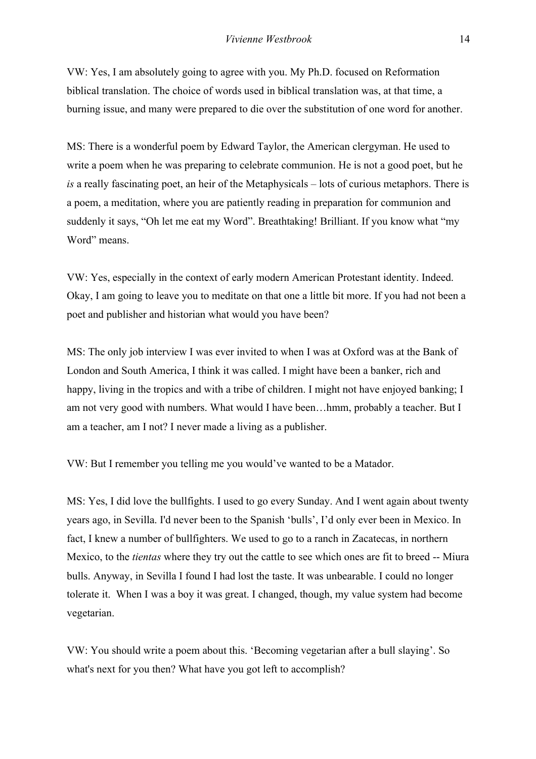VW: Yes, I am absolutely going to agree with you. My Ph.D. focused on Reformation biblical translation. The choice of words used in biblical translation was, at that time, a burning issue, and many were prepared to die over the substitution of one word for another.

MS: There is a wonderful poem by Edward Taylor, the American clergyman. He used to write a poem when he was preparing to celebrate communion. He is not a good poet, but he *is* a really fascinating poet, an heir of the Metaphysicals – lots of curious metaphors. There is a poem, a meditation, where you are patiently reading in preparation for communion and suddenly it says, "Oh let me eat my Word". Breathtaking! Brilliant. If you know what "my Word" means.

VW: Yes, especially in the context of early modern American Protestant identity. Indeed. Okay, I am going to leave you to meditate on that one a little bit more. If you had not been a poet and publisher and historian what would you have been?

MS: The only job interview I was ever invited to when I was at Oxford was at the Bank of London and South America, I think it was called. I might have been a banker, rich and happy, living in the tropics and with a tribe of children. I might not have enjoyed banking; I am not very good with numbers. What would I have been…hmm, probably a teacher. But I am a teacher, am I not? I never made a living as a publisher.

VW: But I remember you telling me you would've wanted to be a Matador.

MS: Yes, I did love the bullfights. I used to go every Sunday. And I went again about twenty years ago, in Sevilla. I'd never been to the Spanish 'bulls', I'd only ever been in Mexico. In fact, I knew a number of bullfighters. We used to go to a ranch in Zacatecas, in northern Mexico, to the *tientas* where they try out the cattle to see which ones are fit to breed -- Miura bulls. Anyway, in Sevilla I found I had lost the taste. It was unbearable. I could no longer tolerate it. When I was a boy it was great. I changed, though, my value system had become vegetarian.

VW: You should write a poem about this. 'Becoming vegetarian after a bull slaying'. So what's next for you then? What have you got left to accomplish?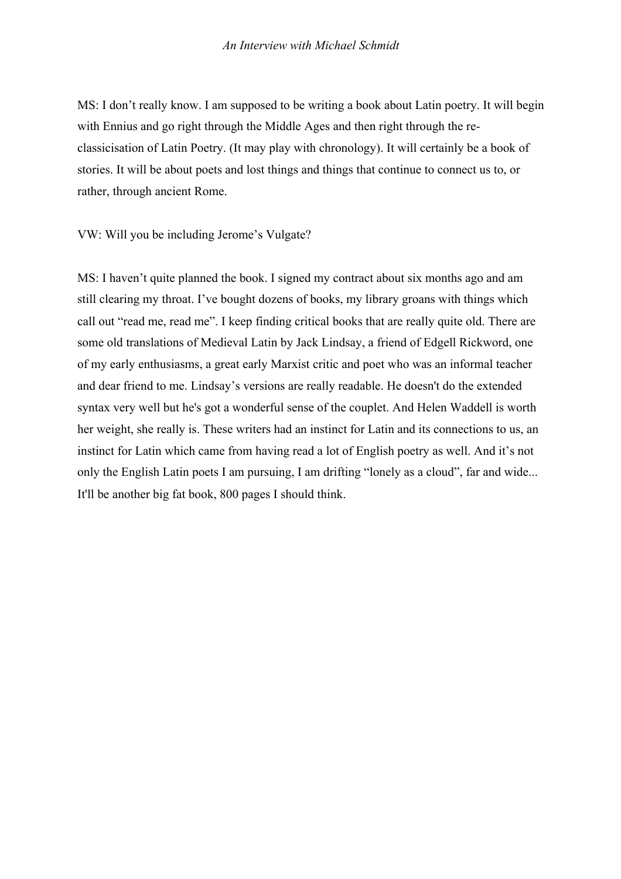MS: I don't really know. I am supposed to be writing a book about Latin poetry. It will begin with Ennius and go right through the Middle Ages and then right through the re-classicisation of Latin Poetry. (It may play with chronology). It will certainly be a book of stories. It will be about poets and lost things and things that continue to connect us to, or rather, through ancient Rome.

VW: Will you be including Jerome's Vulgate?

MS: I haven't quite planned the book. I signed my contract about six months ago and am still clearing my throat. I've bought dozens of books, my library groans with things which call out "read me, read me". I keep finding critical books that are really quite old. There are some old translations of Medieval Latin by Jack Lindsay, a friend of Edgell Rickword, one of my early enthusiasms, a great early Marxist critic and poet who was an informal teacher and dear friend to me. Lindsay's versions are really readable. He doesn't do the extended syntax very well but he's got a wonderful sense of the couplet. And Helen Waddell is worth her weight, she really is. These writers had an instinct for Latin and its connections to us, an instinct for Latin which came from having read a lot of English poetry as well. And it's not only the English Latin poets I am pursuing, I am drifting "lonely as a cloud", far and wide... It'll be another big fat book, 800 pages I should think.